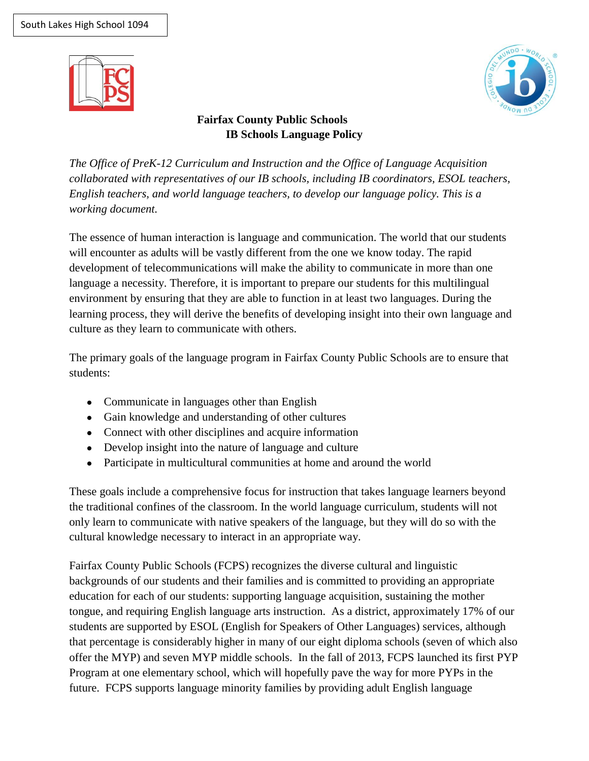South Lakes High School 1094

# Fairfax County Public Schools
## IB Schools Language Policy

*The Office of PreK-12 Curriculum and Instruction and the Office of Language Acquisition collaborated with representatives of our IB schools, including IB coordinators, ESOL teachers, English teachers, and world language teachers, to develop our language policy. This is a working document.*

The essence of human interaction is language and communication. The world that our students will encounter as adults will be vastly different from the one we know today. The rapid development of telecommunications will make the ability to communicate in more than one language a necessity. Therefore, it is important to prepare our students for this multilingual environment by ensuring that they are able to function in at least two languages. During the learning process, they will derive the benefits of developing insight into their own language and culture as they learn to communicate with others.

The primary goals of the language program in Fairfax County Public Schools are to ensure that students:

- Communicate in languages other than English
- Gain knowledge and understanding of other cultures
- Connect with other disciplines and acquire information
- Develop insight into the nature of language and culture
- Participate in multicultural communities at home and around the world

These goals include a comprehensive focus for instruction that takes language learners beyond the traditional confines of the classroom. In the world language curriculum, students will not only learn to communicate with native speakers of the language, but they will do so with the cultural knowledge necessary to interact in an appropriate way.

Fairfax County Public Schools (FCPS) recognizes the diverse cultural and linguistic backgrounds of our students and their families and is committed to providing an appropriate education for each of our students: supporting language acquisition, sustaining the mother tongue, and requiring English language arts instruction. As a district, approximately 17% of our students are supported by ESOL (English for Speakers of Other Languages) services, although that percentage is considerably higher in many of our eight diploma schools (seven of which also offer the MYP) and seven MYP middle schools. In the fall of 2013, FCPS launched its first PYP Program at one elementary school, which will hopefully pave the way for more PYPs in the future. FCPS supports language minority families by providing adult English language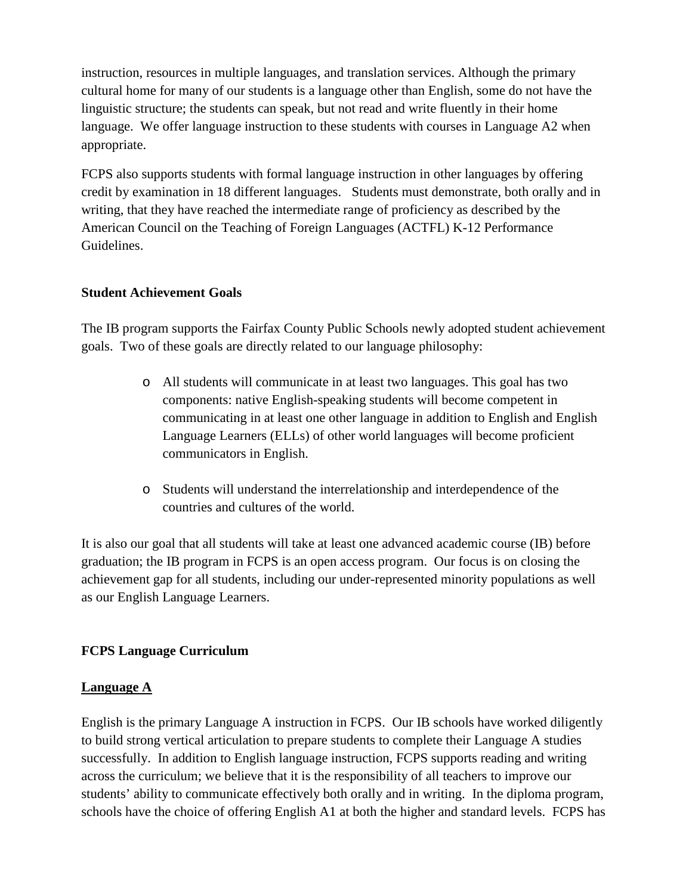instruction, resources in multiple languages, and translation services. Although the primary cultural home for many of our students is a language other than English, some do not have the linguistic structure; the students can speak, but not read and write fluently in their home language. We offer language instruction to these students with courses in Language A2 when appropriate.

FCPS also supports students with formal language instruction in other languages by offering credit by examination in 18 different languages. Students must demonstrate, both orally and in writing, that they have reached the intermediate range of proficiency as described by the American Council on the Teaching of Foreign Languages (ACTFL) K-12 Performance Guidelines.

**Student Achievement Goals**

The IB program supports the Fairfax County Public Schools newly adopted student achievement goals. Two of these goals are directly related to our language philosophy:

- All students will communicate in at least two languages. This goal has two components: native English-speaking students will become competent in communicating in at least one other language in addition to English and English Language Learners (ELLs) of other world languages will become proficient communicators in English.
- Students will understand the interrelationship and interdependence of the countries and cultures of the world.

It is also our goal that all students will take at least one advanced academic course (IB) before graduation; the IB program in FCPS is an open access program. Our focus is on closing the achievement gap for all students, including our under-represented minority populations as well as our English Language Learners.

**FCPS Language Curriculum**

**<u>Language A</u>**

English is the primary Language A instruction in FCPS. Our IB schools have worked diligently to build strong vertical articulation to prepare students to complete their Language A studies successfully. In addition to English language instruction, FCPS supports reading and writing across the curriculum; we believe that it is the responsibility of all teachers to improve our students' ability to communicate effectively both orally and in writing. In the diploma program, schools have the choice of offering English A1 at both the higher and standard levels. FCPS has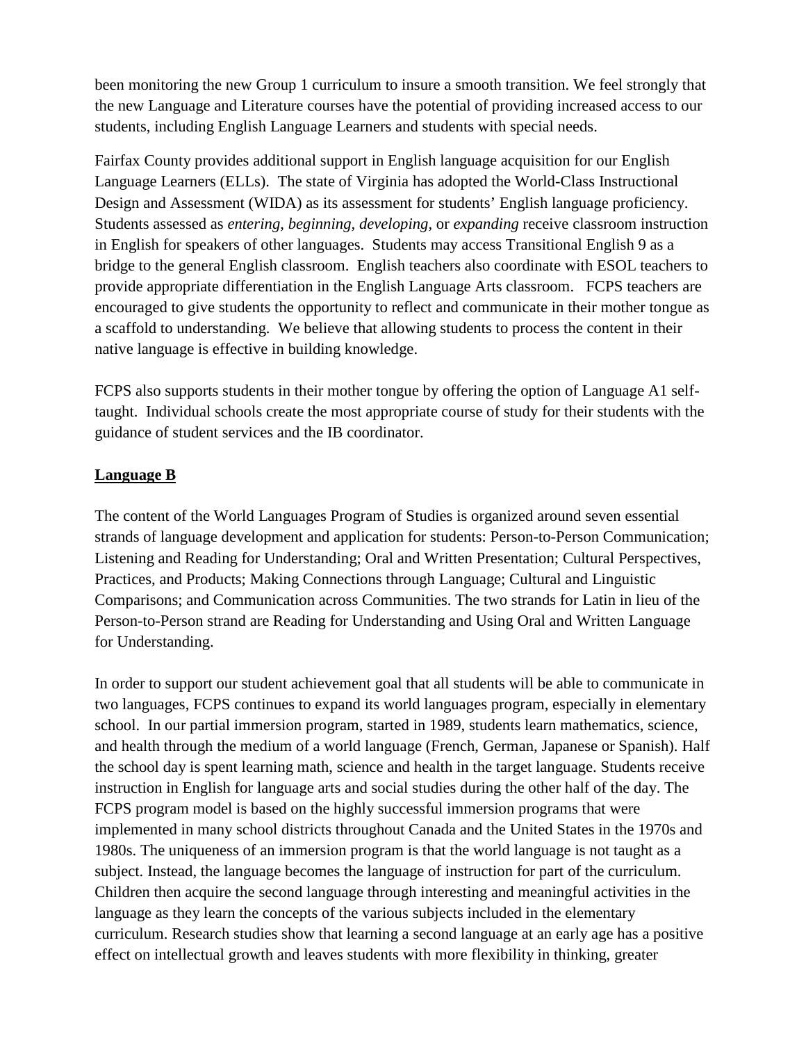been monitoring the new Group 1 curriculum to insure a smooth transition. We feel strongly that the new Language and Literature courses have the potential of providing increased access to our students, including English Language Learners and students with special needs.

Fairfax County provides additional support in English language acquisition for our English Language Learners (ELLs). The state of Virginia has adopted the World-Class Instructional Design and Assessment (WIDA) as its assessment for students' English language proficiency. Students assessed as *entering, beginning, developing,* or *expanding* receive classroom instruction in English for speakers of other languages. Students may access Transitional English 9 as a bridge to the general English classroom. English teachers also coordinate with ESOL teachers to provide appropriate differentiation in the English Language Arts classroom. FCPS teachers are encouraged to give students the opportunity to reflect and communicate in their mother tongue as a scaffold to understanding. We believe that allowing students to process the content in their native language is effective in building knowledge.

FCPS also supports students in their mother tongue by offering the option of Language A1 self-taught. Individual schools create the most appropriate course of study for their students with the guidance of student services and the IB coordinator.

## Language B

The content of the World Languages Program of Studies is organized around seven essential strands of language development and application for students: Person-to-Person Communication; Listening and Reading for Understanding; Oral and Written Presentation; Cultural Perspectives, Practices, and Products; Making Connections through Language; Cultural and Linguistic Comparisons; and Communication across Communities. The two strands for Latin in lieu of the Person-to-Person strand are Reading for Understanding and Using Oral and Written Language for Understanding.

In order to support our student achievement goal that all students will be able to communicate in two languages, FCPS continues to expand its world languages program, especially in elementary school. In our partial immersion program, started in 1989, students learn mathematics, science, and health through the medium of a world language (French, German, Japanese or Spanish). Half the school day is spent learning math, science and health in the target language. Students receive instruction in English for language arts and social studies during the other half of the day. The FCPS program model is based on the highly successful immersion programs that were implemented in many school districts throughout Canada and the United States in the 1970s and 1980s. The uniqueness of an immersion program is that the world language is not taught as a subject. Instead, the language becomes the language of instruction for part of the curriculum. Children then acquire the second language through interesting and meaningful activities in the language as they learn the concepts of the various subjects included in the elementary curriculum. Research studies show that learning a second language at an early age has a positive effect on intellectual growth and leaves students with more flexibility in thinking, greater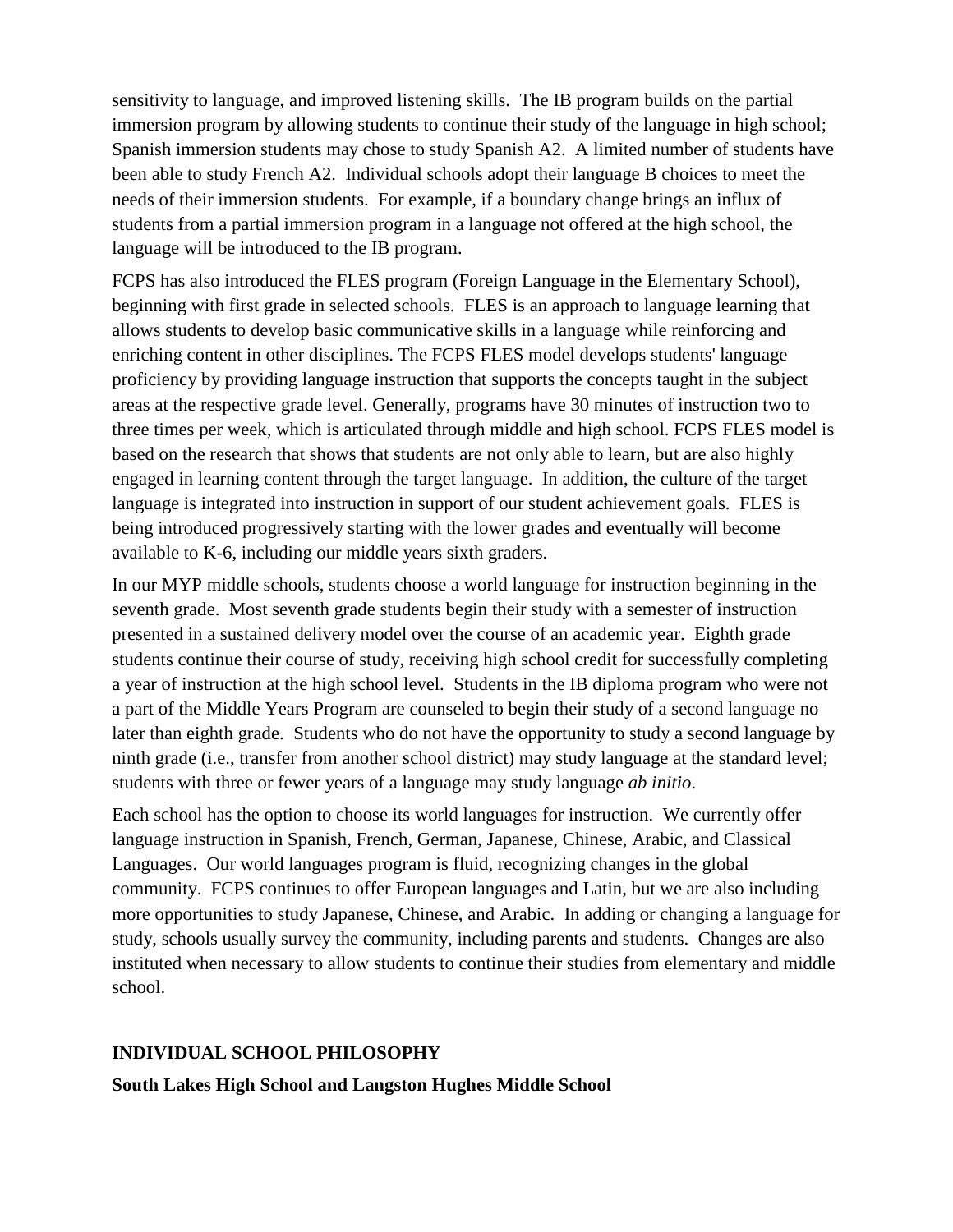sensitivity to language, and improved listening skills. The IB program builds on the partial immersion program by allowing students to continue their study of the language in high school; Spanish immersion students may chose to study Spanish A2. A limited number of students have been able to study French A2. Individual schools adopt their language B choices to meet the needs of their immersion students. For example, if a boundary change brings an influx of students from a partial immersion program in a language not offered at the high school, the language will be introduced to the IB program.

FCPS has also introduced the FLES program (Foreign Language in the Elementary School), beginning with first grade in selected schools. FLES is an approach to language learning that allows students to develop basic communicative skills in a language while reinforcing and enriching content in other disciplines. The FCPS FLES model develops students' language proficiency by providing language instruction that supports the concepts taught in the subject areas at the respective grade level. Generally, programs have 30 minutes of instruction two to three times per week, which is articulated through middle and high school. FCPS FLES model is based on the research that shows that students are not only able to learn, but are also highly engaged in learning content through the target language. In addition, the culture of the target language is integrated into instruction in support of our student achievement goals. FLES is being introduced progressively starting with the lower grades and eventually will become available to K-6, including our middle years sixth graders.

In our MYP middle schools, students choose a world language for instruction beginning in the seventh grade. Most seventh grade students begin their study with a semester of instruction presented in a sustained delivery model over the course of an academic year. Eighth grade students continue their course of study, receiving high school credit for successfully completing a year of instruction at the high school level. Students in the IB diploma program who were not a part of the Middle Years Program are counseled to begin their study of a second language no later than eighth grade. Students who do not have the opportunity to study a second language by ninth grade (i.e., transfer from another school district) may study language at the standard level; students with three or fewer years of a language may study language *ab initio*.

Each school has the option to choose its world languages for instruction. We currently offer language instruction in Spanish, French, German, Japanese, Chinese, Arabic, and Classical Languages. Our world languages program is fluid, recognizing changes in the global community. FCPS continues to offer European languages and Latin, but we are also including more opportunities to study Japanese, Chinese, and Arabic. In adding or changing a language for study, schools usually survey the community, including parents and students. Changes are also instituted when necessary to allow students to continue their studies from elementary and middle school.

## INDIVIDUAL SCHOOL PHILOSOPHY

### South Lakes High School and Langston Hughes Middle School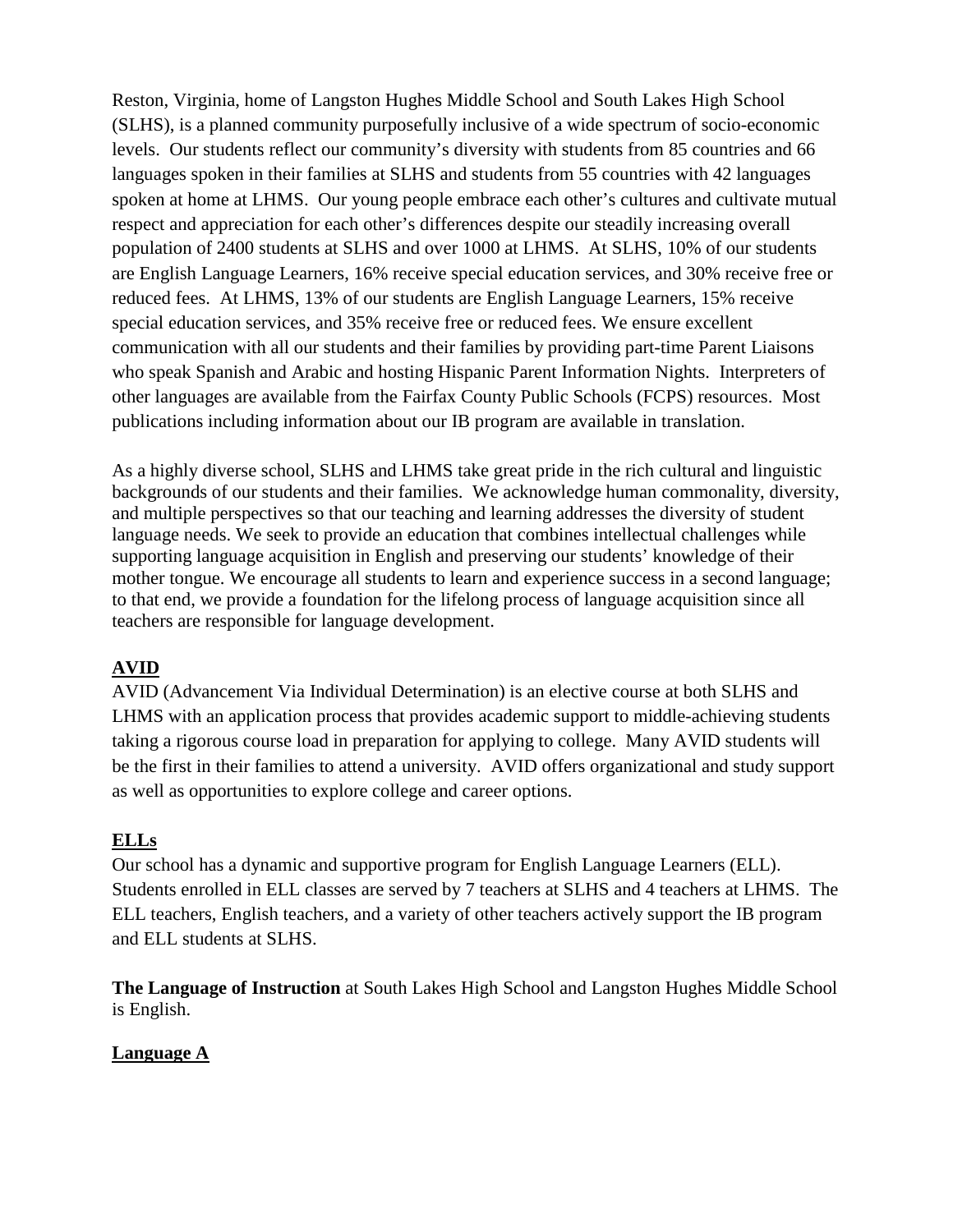Reston, Virginia, home of Langston Hughes Middle School and South Lakes High School (SLHS), is a planned community purposefully inclusive of a wide spectrum of socio-economic levels. Our students reflect our community's diversity with students from 85 countries and 66 languages spoken in their families at SLHS and students from 55 countries with 42 languages spoken at home at LHMS. Our young people embrace each other's cultures and cultivate mutual respect and appreciation for each other's differences despite our steadily increasing overall population of 2400 students at SLHS and over 1000 at LHMS. At SLHS, 10% of our students are English Language Learners, 16% receive special education services, and 30% receive free or reduced fees. At LHMS, 13% of our students are English Language Learners, 15% receive special education services, and 35% receive free or reduced fees. We ensure excellent communication with all our students and their families by providing part-time Parent Liaisons who speak Spanish and Arabic and hosting Hispanic Parent Information Nights. Interpreters of other languages are available from the Fairfax County Public Schools (FCPS) resources. Most publications including information about our IB program are available in translation.

As a highly diverse school, SLHS and LHMS take great pride in the rich cultural and linguistic backgrounds of our students and their families. We acknowledge human commonality, diversity, and multiple perspectives so that our teaching and learning addresses the diversity of student language needs. We seek to provide an education that combines intellectual challenges while supporting language acquisition in English and preserving our students' knowledge of their mother tongue. We encourage all students to learn and experience success in a second language; to that end, we provide a foundation for the lifelong process of language acquisition since all teachers are responsible for language development.

## AVID

AVID (Advancement Via Individual Determination) is an elective course at both SLHS and LHMS with an application process that provides academic support to middle-achieving students taking a rigorous course load in preparation for applying to college. Many AVID students will be the first in their families to attend a university. AVID offers organizational and study support as well as opportunities to explore college and career options.

## ELLs

Our school has a dynamic and supportive program for English Language Learners (ELL). Students enrolled in ELL classes are served by 7 teachers at SLHS and 4 teachers at LHMS. The ELL teachers, English teachers, and a variety of other teachers actively support the IB program and ELL students at SLHS.

**The Language of Instruction** at South Lakes High School and Langston Hughes Middle School is English.

## Language A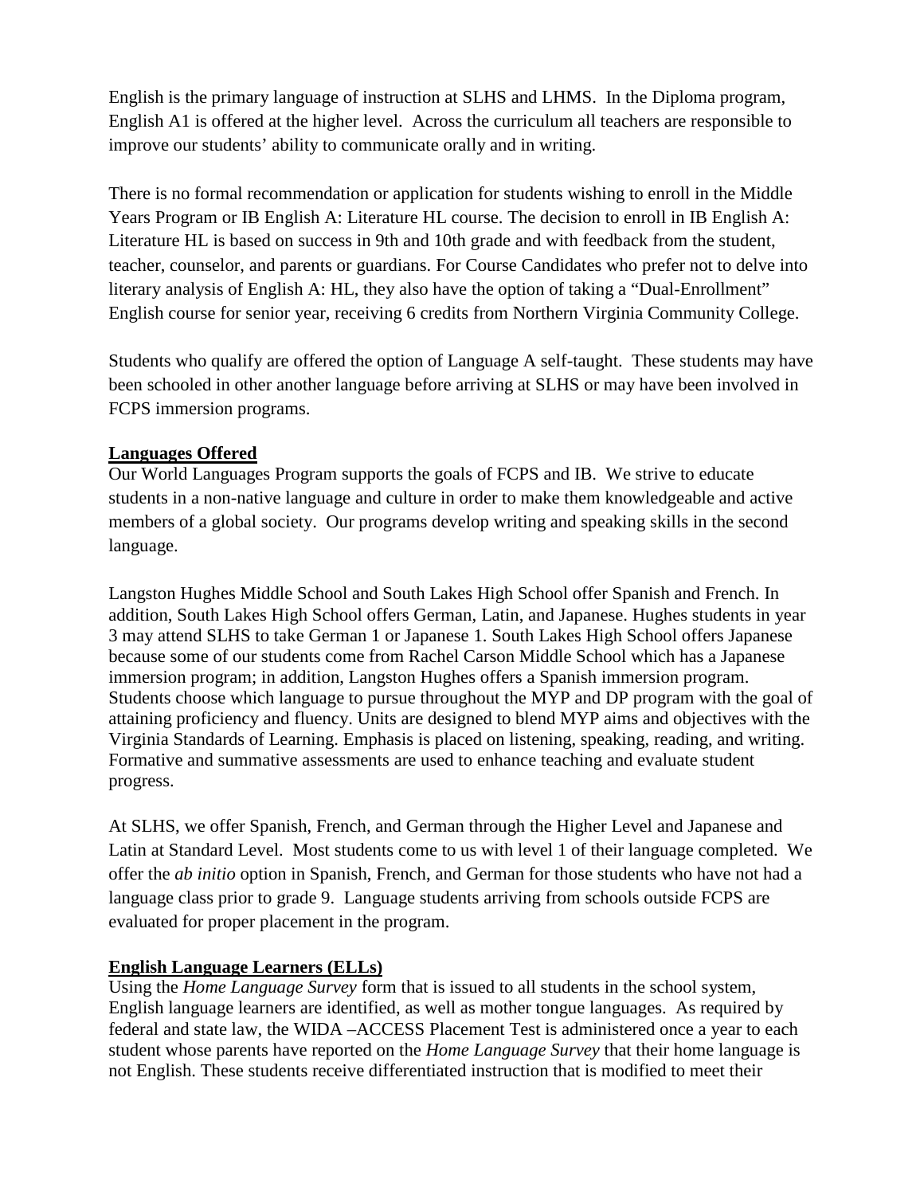English is the primary language of instruction at SLHS and LHMS. In the Diploma program, English A1 is offered at the higher level. Across the curriculum all teachers are responsible to improve our students' ability to communicate orally and in writing.

There is no formal recommendation or application for students wishing to enroll in the Middle Years Program or IB English A: Literature HL course. The decision to enroll in IB English A: Literature HL is based on success in 9th and 10th grade and with feedback from the student, teacher, counselor, and parents or guardians. For Course Candidates who prefer not to delve into literary analysis of English A: HL, they also have the option of taking a "Dual-Enrollment" English course for senior year, receiving 6 credits from Northern Virginia Community College.

Students who qualify are offered the option of Language A self-taught. These students may have been schooled in other another language before arriving at SLHS or may have been involved in FCPS immersion programs.

**Languages Offered**

Our World Languages Program supports the goals of FCPS and IB. We strive to educate students in a non-native language and culture in order to make them knowledgeable and active members of a global society. Our programs develop writing and speaking skills in the second language.

Langston Hughes Middle School and South Lakes High School offer Spanish and French. In addition, South Lakes High School offers German, Latin, and Japanese. Hughes students in year 3 may attend SLHS to take German 1 or Japanese 1. South Lakes High School offers Japanese because some of our students come from Rachel Carson Middle School which has a Japanese immersion program; in addition, Langston Hughes offers a Spanish immersion program. Students choose which language to pursue throughout the MYP and DP program with the goal of attaining proficiency and fluency. Units are designed to blend MYP aims and objectives with the Virginia Standards of Learning. Emphasis is placed on listening, speaking, reading, and writing. Formative and summative assessments are used to enhance teaching and evaluate student progress.

At SLHS, we offer Spanish, French, and German through the Higher Level and Japanese and Latin at Standard Level. Most students come to us with level 1 of their language completed. We offer the *ab initio* option in Spanish, French, and German for those students who have not had a language class prior to grade 9. Language students arriving from schools outside FCPS are evaluated for proper placement in the program.

**English Language Learners (ELLs)**

Using the *Home Language Survey* form that is issued to all students in the school system, English language learners are identified, as well as mother tongue languages. As required by federal and state law, the WIDA –ACCESS Placement Test is administered once a year to each student whose parents have reported on the *Home Language Survey* that their home language is not English. These students receive differentiated instruction that is modified to meet their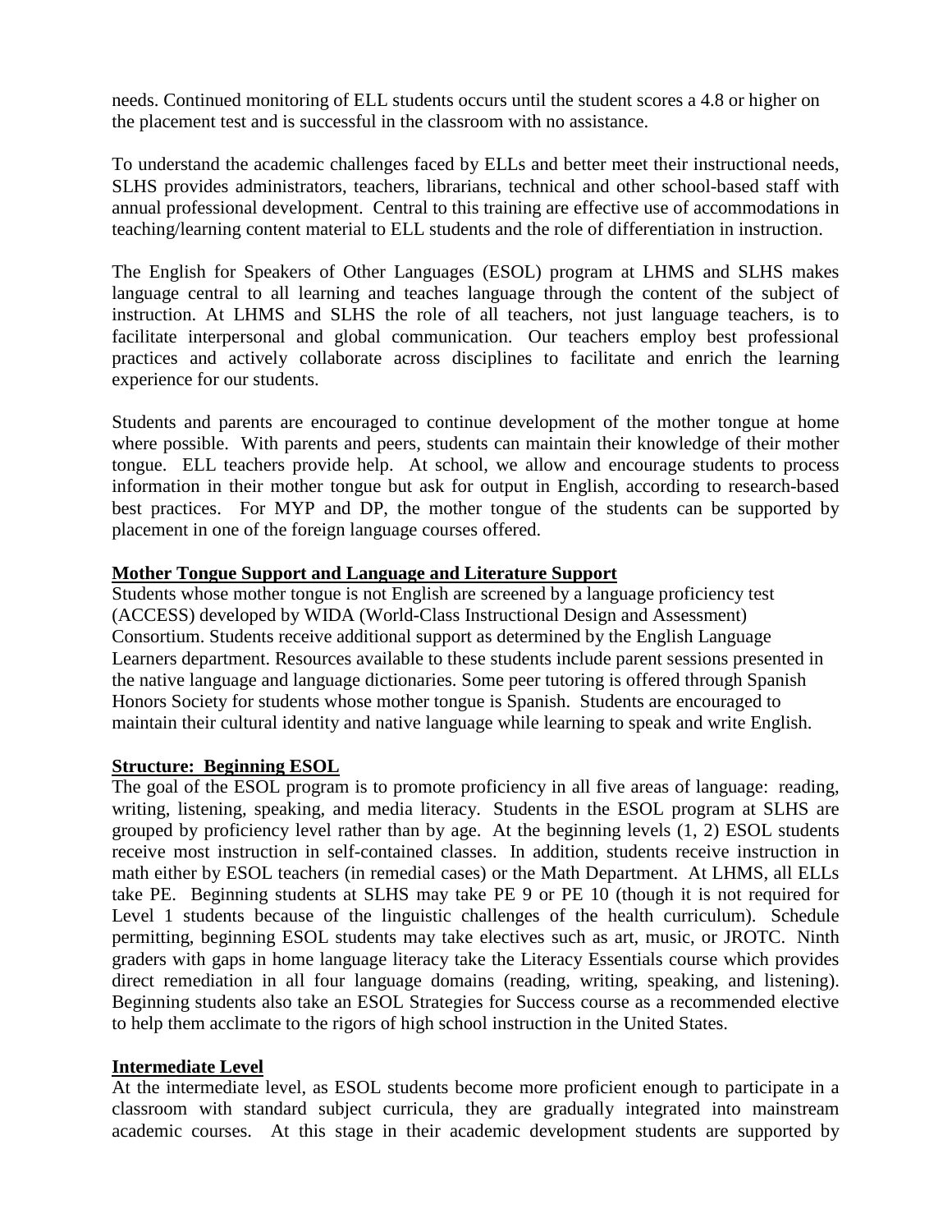needs. Continued monitoring of ELL students occurs until the student scores a 4.8 or higher on the placement test and is successful in the classroom with no assistance.

To understand the academic challenges faced by ELLs and better meet their instructional needs, SLHS provides administrators, teachers, librarians, technical and other school-based staff with annual professional development. Central to this training are effective use of accommodations in teaching/learning content material to ELL students and the role of differentiation in instruction.

The English for Speakers of Other Languages (ESOL) program at LHMS and SLHS makes language central to all learning and teaches language through the content of the subject of instruction. At LHMS and SLHS the role of all teachers, not just language teachers, is to facilitate interpersonal and global communication. Our teachers employ best professional practices and actively collaborate across disciplines to facilitate and enrich the learning experience for our students.

Students and parents are encouraged to continue development of the mother tongue at home where possible. With parents and peers, students can maintain their knowledge of their mother tongue. ELL teachers provide help. At school, we allow and encourage students to process information in their mother tongue but ask for output in English, according to research-based best practices. For MYP and DP, the mother tongue of the students can be supported by placement in one of the foreign language courses offered.

**Mother Tongue Support and Language and Literature Support**

Students whose mother tongue is not English are screened by a language proficiency test (ACCESS) developed by WIDA (World-Class Instructional Design and Assessment) Consortium. Students receive additional support as determined by the English Language Learners department. Resources available to these students include parent sessions presented in the native language and language dictionaries. Some peer tutoring is offered through Spanish Honors Society for students whose mother tongue is Spanish. Students are encouraged to maintain their cultural identity and native language while learning to speak and write English.

**Structure: Beginning ESOL**

The goal of the ESOL program is to promote proficiency in all five areas of language: reading, writing, listening, speaking, and media literacy. Students in the ESOL program at SLHS are grouped by proficiency level rather than by age. At the beginning levels (1, 2) ESOL students receive most instruction in self-contained classes. In addition, students receive instruction in math either by ESOL teachers (in remedial cases) or the Math Department. At LHMS, all ELLs take PE. Beginning students at SLHS may take PE 9 or PE 10 (though it is not required for Level 1 students because of the linguistic challenges of the health curriculum). Schedule permitting, beginning ESOL students may take electives such as art, music, or JROTC. Ninth graders with gaps in home language literacy take the Literacy Essentials course which provides direct remediation in all four language domains (reading, writing, speaking, and listening). Beginning students also take an ESOL Strategies for Success course as a recommended elective to help them acclimate to the rigors of high school instruction in the United States.

**Intermediate Level**

At the intermediate level, as ESOL students become more proficient enough to participate in a classroom with standard subject curricula, they are gradually integrated into mainstream academic courses. At this stage in their academic development students are supported by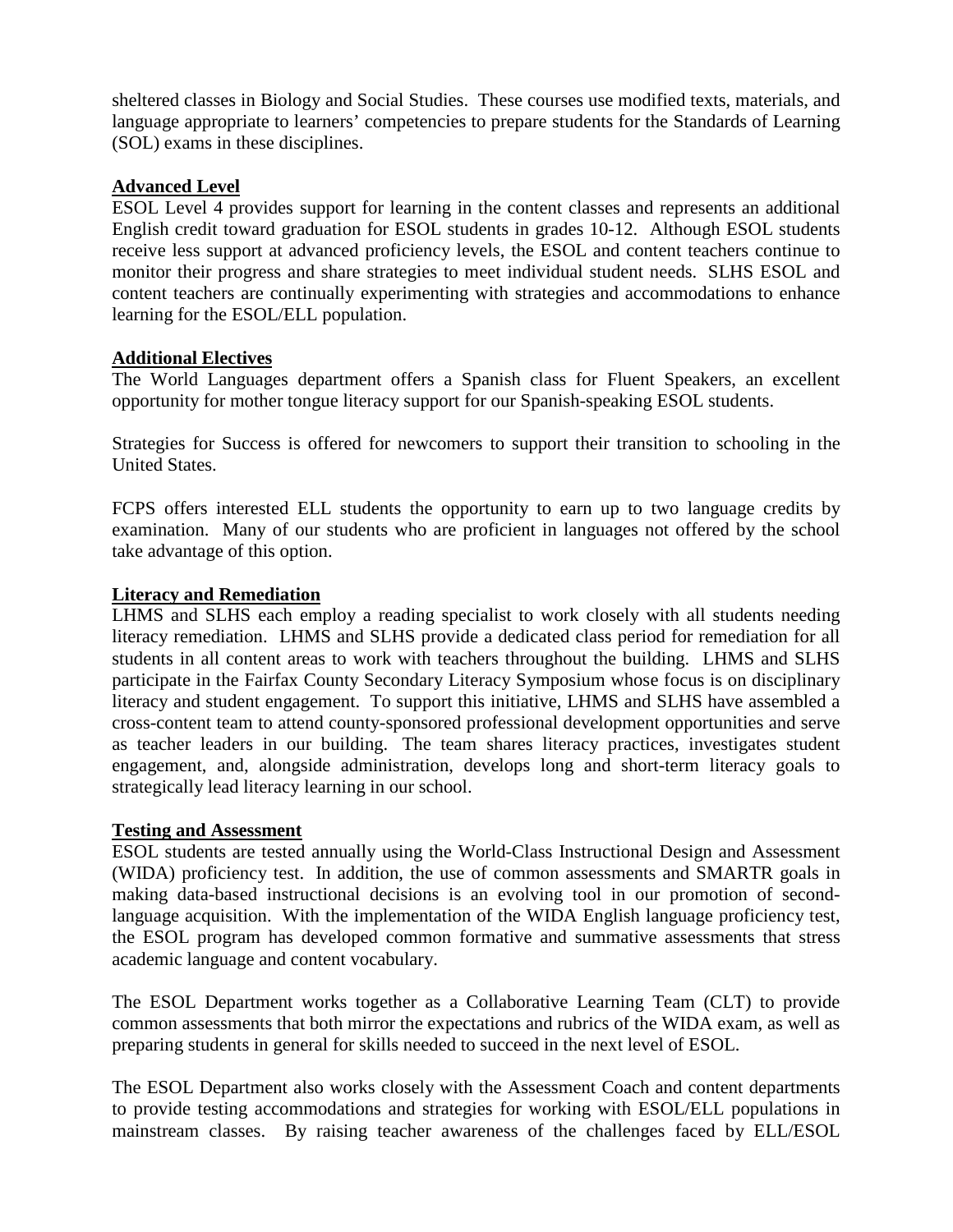sheltered classes in Biology and Social Studies. These courses use modified texts, materials, and language appropriate to learners' competencies to prepare students for the Standards of Learning (SOL) exams in these disciplines.

**Advanced Level**

ESOL Level 4 provides support for learning in the content classes and represents an additional English credit toward graduation for ESOL students in grades 10-12. Although ESOL students receive less support at advanced proficiency levels, the ESOL and content teachers continue to monitor their progress and share strategies to meet individual student needs. SLHS ESOL and content teachers are continually experimenting with strategies and accommodations to enhance learning for the ESOL/ELL population.

**Additional Electives**

The World Languages department offers a Spanish class for Fluent Speakers, an excellent opportunity for mother tongue literacy support for our Spanish-speaking ESOL students.

Strategies for Success is offered for newcomers to support their transition to schooling in the United States.

FCPS offers interested ELL students the opportunity to earn up to two language credits by examination. Many of our students who are proficient in languages not offered by the school take advantage of this option.

**Literacy and Remediation**

LHMS and SLHS each employ a reading specialist to work closely with all students needing literacy remediation. LHMS and SLHS provide a dedicated class period for remediation for all students in all content areas to work with teachers throughout the building. LHMS and SLHS participate in the Fairfax County Secondary Literacy Symposium whose focus is on disciplinary literacy and student engagement. To support this initiative, LHMS and SLHS have assembled a cross-content team to attend county-sponsored professional development opportunities and serve as teacher leaders in our building. The team shares literacy practices, investigates student engagement, and, alongside administration, develops long and short-term literacy goals to strategically lead literacy learning in our school.

**Testing and Assessment**

ESOL students are tested annually using the World-Class Instructional Design and Assessment (WIDA) proficiency test. In addition, the use of common assessments and SMARTR goals in making data-based instructional decisions is an evolving tool in our promotion of second-language acquisition. With the implementation of the WIDA English language proficiency test, the ESOL program has developed common formative and summative assessments that stress academic language and content vocabulary.

The ESOL Department works together as a Collaborative Learning Team (CLT) to provide common assessments that both mirror the expectations and rubrics of the WIDA exam, as well as preparing students in general for skills needed to succeed in the next level of ESOL.

The ESOL Department also works closely with the Assessment Coach and content departments to provide testing accommodations and strategies for working with ESOL/ELL populations in mainstream classes. By raising teacher awareness of the challenges faced by ELL/ESOL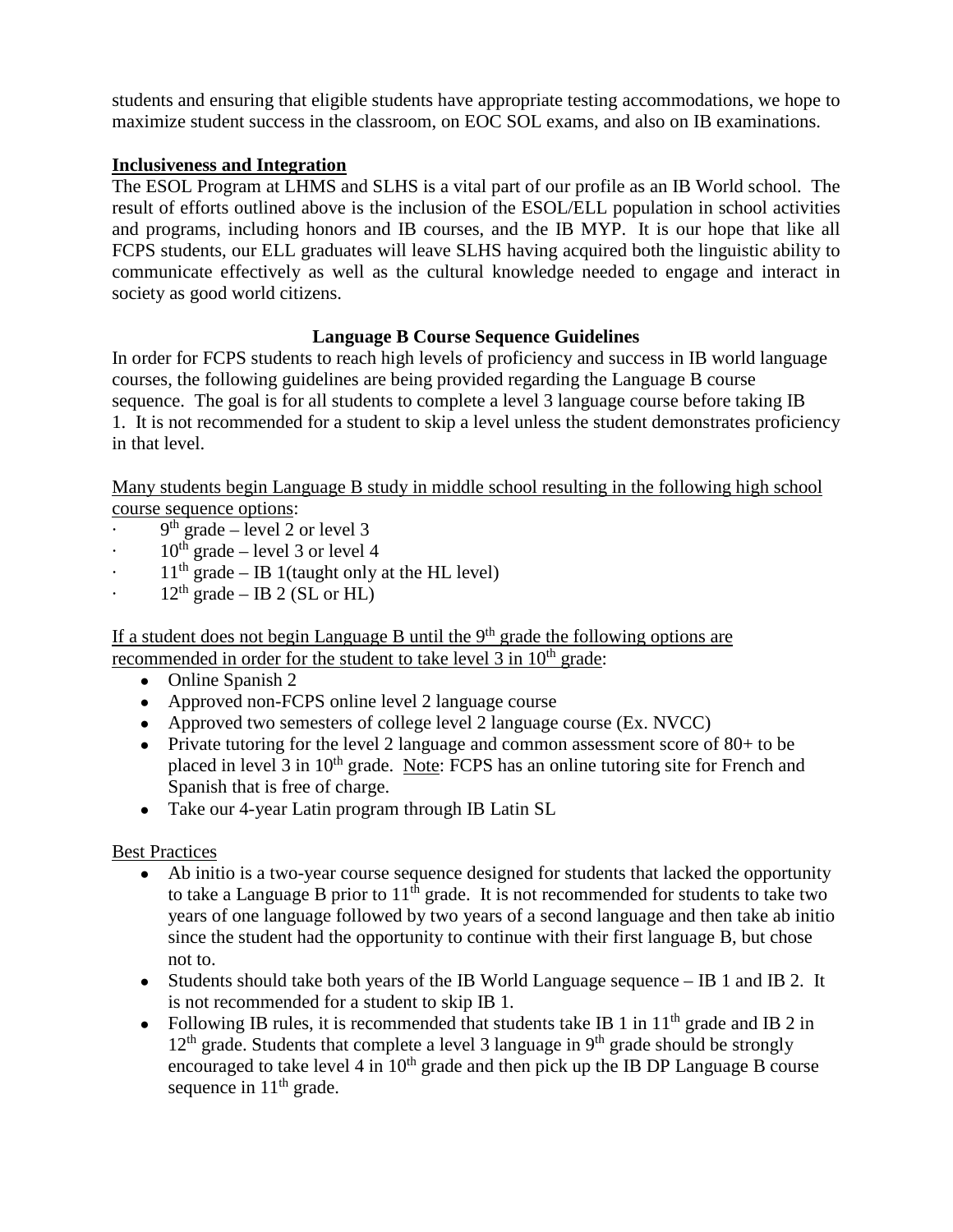students and ensuring that eligible students have appropriate testing accommodations, we hope to maximize student success in the classroom, on EOC SOL exams, and also on IB examinations.

**Inclusiveness and Integration**

The ESOL Program at LHMS and SLHS is a vital part of our profile as an IB World school. The result of efforts outlined above is the inclusion of the ESOL/ELL population in school activities and programs, including honors and IB courses, and the IB MYP. It is our hope that like all FCPS students, our ELL graduates will leave SLHS having acquired both the linguistic ability to communicate effectively as well as the cultural knowledge needed to engage and interact in society as good world citizens.

## Language B Course Sequence Guidelines

In order for FCPS students to reach high levels of proficiency and success in IB world language courses, the following guidelines are being provided regarding the Language B course sequence. The goal is for all students to complete a level 3 language course before taking IB 1. It is not recommended for a student to skip a level unless the student demonstrates proficiency in that level.

Many students begin Language B study in middle school resulting in the following high school course sequence options:

- 9th grade – level 2 or level 3
- 10th grade – level 3 or level 4
- 11th grade – IB 1(taught only at the HL level)
- 12th grade – IB 2 (SL or HL)

If a student does not begin Language B until the 9th grade the following options are recommended in order for the student to take level 3 in 10th grade:

- Online Spanish 2
- Approved non-FCPS online level 2 language course
- Approved two semesters of college level 2 language course (Ex. NVCC)
- Private tutoring for the level 2 language and common assessment score of 80+ to be placed in level 3 in 10th grade. Note: FCPS has an online tutoring site for French and Spanish that is free of charge.
- Take our 4-year Latin program through IB Latin SL

Best Practices

- Ab initio is a two-year course sequence designed for students that lacked the opportunity to take a Language B prior to 11th grade. It is not recommended for students to take two years of one language followed by two years of a second language and then take ab initio since the student had the opportunity to continue with their first language B, but chose not to.
- Students should take both years of the IB World Language sequence – IB 1 and IB 2. It is not recommended for a student to skip IB 1.
- Following IB rules, it is recommended that students take IB 1 in 11th grade and IB 2 in 12th grade. Students that complete a level 3 language in 9th grade should be strongly encouraged to take level 4 in 10th grade and then pick up the IB DP Language B course sequence in 11th grade.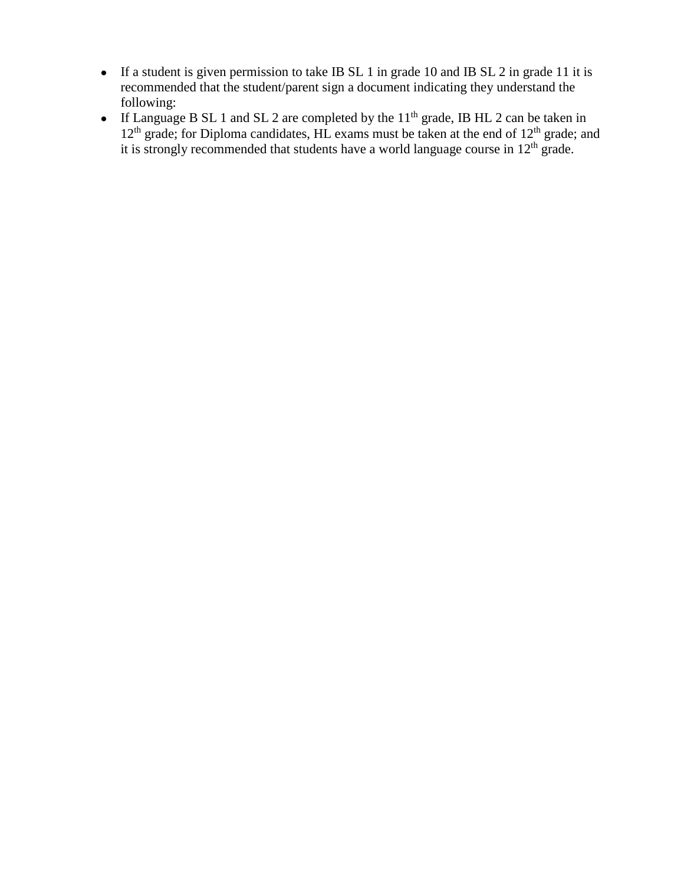- If a student is given permission to take IB SL 1 in grade 10 and IB SL 2 in grade 11 it is recommended that the student/parent sign a document indicating they understand the following:
- If Language B SL 1 and SL 2 are completed by the 11th grade, IB HL 2 can be taken in 12th grade; for Diploma candidates, HL exams must be taken at the end of 12th grade; and it is strongly recommended that students have a world language course in 12th grade.